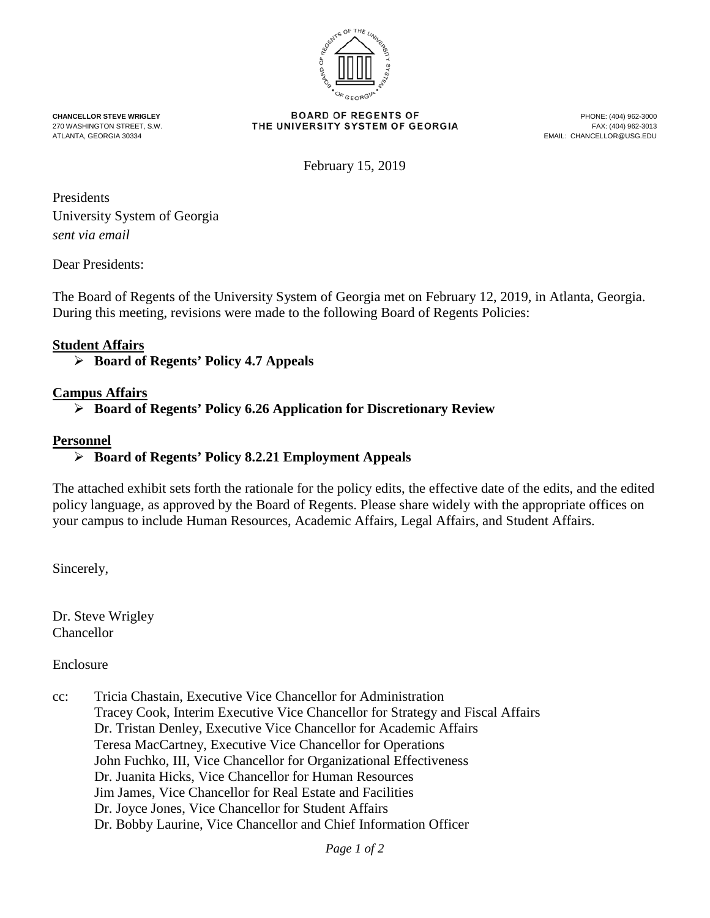**CHANCELLOR STEVE WRIGLEY**
270 WASHINGTON STREET, S.W.
ATLANTA, GEORGIA 30334

**BOARD OF REGENTS OF**
**THE UNIVERSITY SYSTEM OF GEORGIA**

PHONE: (404) 962-3000
FAX: (404) 962-3013
EMAIL: CHANCELLOR@USG.EDU

February 15, 2019

Presidents
University System of Georgia
*sent via email*

Dear Presidents:

The Board of Regents of the University System of Georgia met on February 12, 2019, in Atlanta, Georgia. During this meeting, revisions were made to the following Board of Regents Policies:

**Student Affairs**

- **Board of Regents' Policy 4.7 Appeals**

**Campus Affairs**

- **Board of Regents' Policy 6.26 Application for Discretionary Review**

**Personnel**

- **Board of Regents' Policy 8.2.21 Employment Appeals**

The attached exhibit sets forth the rationale for the policy edits, the effective date of the edits, and the edited policy language, as approved by the Board of Regents. Please share widely with the appropriate offices on your campus to include Human Resources, Academic Affairs, Legal Affairs, and Student Affairs.

Sincerely,

Dr. Steve Wrigley
Chancellor

Enclosure

cc: Tricia Chastain, Executive Vice Chancellor for Administration
Tracey Cook, Interim Executive Vice Chancellor for Strategy and Fiscal Affairs
Dr. Tristan Denley, Executive Vice Chancellor for Academic Affairs
Teresa MacCartney, Executive Vice Chancellor for Operations
John Fuchko, III, Vice Chancellor for Organizational Effectiveness
Dr. Juanita Hicks, Vice Chancellor for Human Resources
Jim James, Vice Chancellor for Real Estate and Facilities
Dr. Joyce Jones, Vice Chancellor for Student Affairs
Dr. Bobby Laurine, Vice Chancellor and Chief Information Officer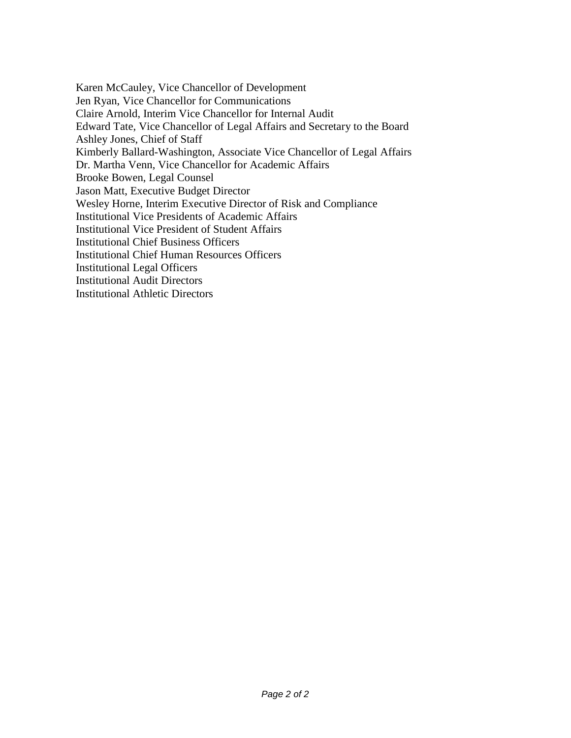Karen McCauley, Vice Chancellor of Development
Jen Ryan, Vice Chancellor for Communications
Claire Arnold, Interim Vice Chancellor for Internal Audit
Edward Tate, Vice Chancellor of Legal Affairs and Secretary to the Board
Ashley Jones, Chief of Staff
Kimberly Ballard-Washington, Associate Vice Chancellor of Legal Affairs
Dr. Martha Venn, Vice Chancellor for Academic Affairs
Brooke Bowen, Legal Counsel
Jason Matt, Executive Budget Director
Wesley Horne, Interim Executive Director of Risk and Compliance
Institutional Vice Presidents of Academic Affairs
Institutional Vice President of Student Affairs
Institutional Chief Business Officers
Institutional Chief Human Resources Officers
Institutional Legal Officers
Institutional Audit Directors
Institutional Athletic Directors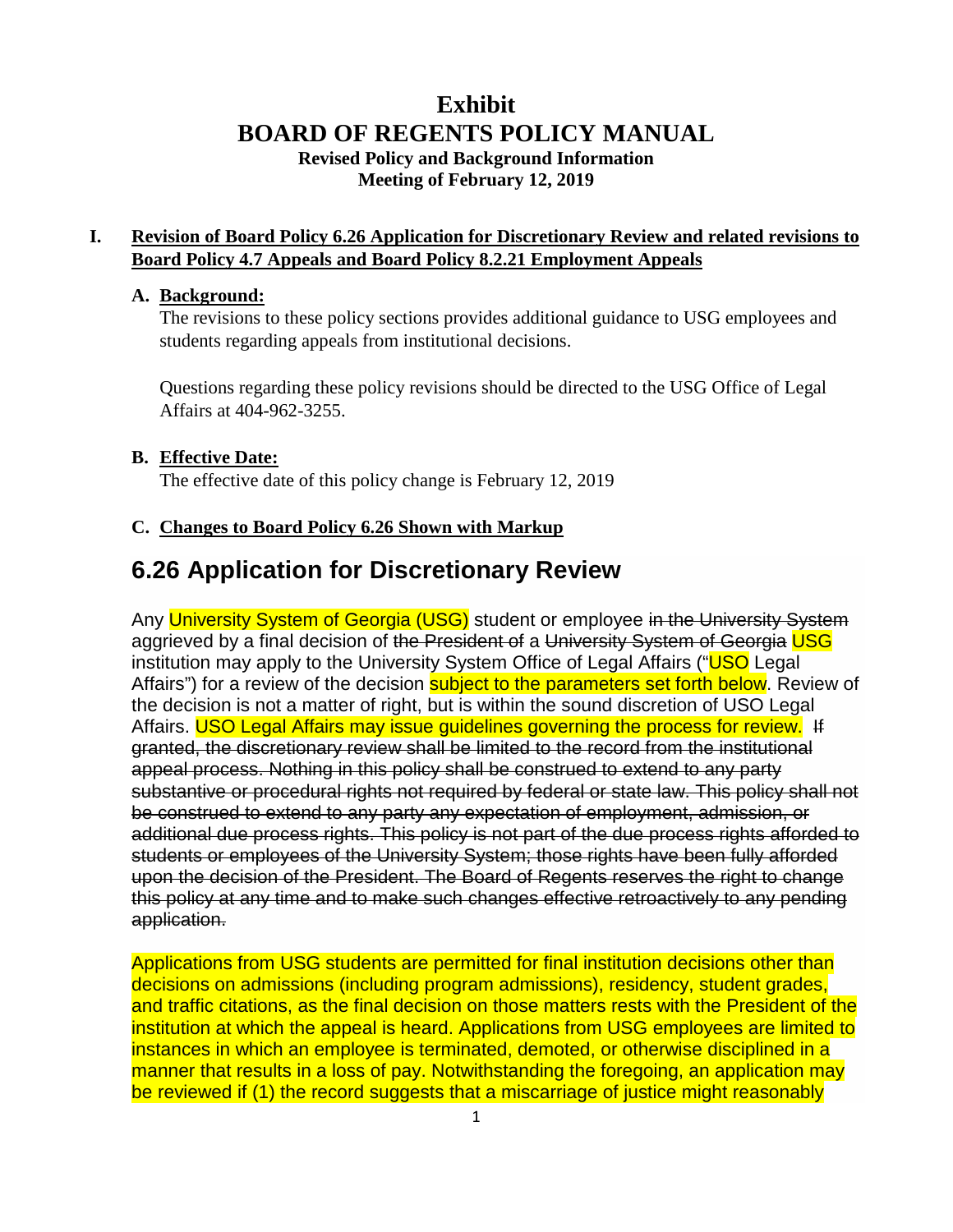# Exhibit
# BOARD OF REGENTS POLICY MANUAL

**Revised Policy and Background Information**
**Meeting of February 12, 2019**

## I. Revision of Board Policy 6.26 Application for Discretionary Review and related revisions to Board Policy 4.7 Appeals and Board Policy 8.2.21 Employment Appeals

### A. Background:

The revisions to these policy sections provides additional guidance to USG employees and students regarding appeals from institutional decisions.

Questions regarding these policy revisions should be directed to the USG Office of Legal Affairs at 404-962-3255.

### B. Effective Date:

The effective date of this policy change is February 12, 2019

### C. Changes to Board Policy 6.26 Shown with Markup

## 6.26 Application for Discretionary Review

Any University System of Georgia (USG) student or employee ~~in the University System~~ aggrieved by a final decision of ~~the President of~~ a ~~University System of Georgia~~ USG institution may apply to the University System Office of Legal Affairs ("USO Legal Affairs") for a review of the decision subject to the parameters set forth below. Review of the decision is not a matter of right, but is within the sound discretion of USO Legal Affairs. USO Legal Affairs may issue guidelines governing the process for review. ~~If granted, the discretionary review shall be limited to the record from the institutional appeal process. Nothing in this policy shall be construed to extend to any party substantive or procedural rights not required by federal or state law. This policy shall not be construed to extend to any party any expectation of employment, admission, or additional due process rights. This policy is not part of the due process rights afforded to students or employees of the University System; those rights have been fully afforded upon the decision of the President. The Board of Regents reserves the right to change this policy at any time and to make such changes effective retroactively to any pending application.~~

Applications from USG students are permitted for final institution decisions other than decisions on admissions (including program admissions), residency, student grades, and traffic citations, as the final decision on those matters rests with the President of the institution at which the appeal is heard. Applications from USG employees are limited to instances in which an employee is terminated, demoted, or otherwise disciplined in a manner that results in a loss of pay. Notwithstanding the foregoing, an application may be reviewed if (1) the record suggests that a miscarriage of justice might reasonably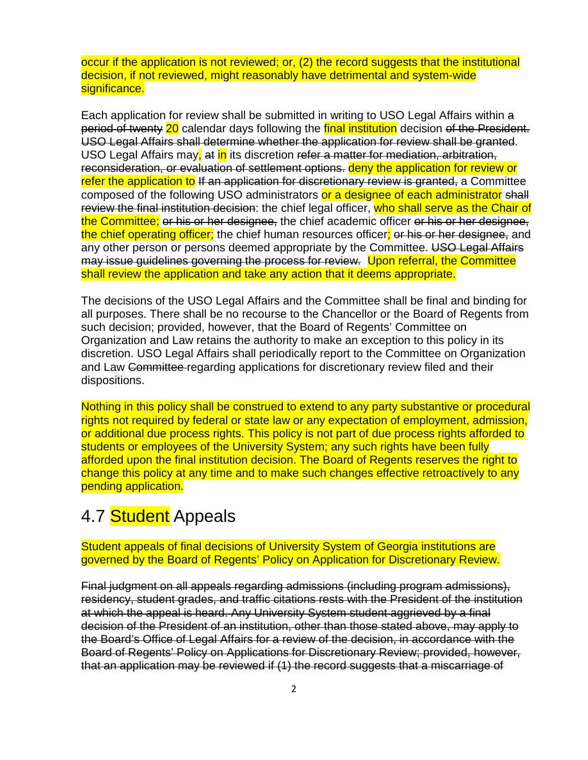occur if the application is not reviewed; or, (2) the record suggests that the institutional decision, if not reviewed, might reasonably have detrimental and system-wide significance.

Each application for review shall be submitted in writing to USO Legal Affairs within ~~a period of twenty~~ 20 calendar days following the final institution decision ~~of the President. USO Legal Affairs shall determine whether the application for review shall be granted~~. USO Legal Affairs may, ~~at~~ in its discretion ~~refer a matter for mediation, arbitration, reconsideration, or evaluation of settlement options.~~ deny the application for review or refer the application to ~~If an application for discretionary review is granted,~~ a Committee composed of the following USO administrators or a designee of each administrator ~~shall review the final institution decision~~: the chief legal officer, who shall serve as the Chair of the Committee; ~~or his or her designee,~~ the chief academic officer ~~or his or her designee,~~ the chief operating officer; the chief human resources officer; ~~or his or her designee,~~ and any other person or persons deemed appropriate by the Committee. ~~USO Legal Affairs may issue guidelines governing the process for review.~~ Upon referral, the Committee shall review the application and take any action that it deems appropriate.

The decisions of the USO Legal Affairs and the Committee shall be final and binding for all purposes. There shall be no recourse to the Chancellor or the Board of Regents from such decision; provided, however, that the Board of Regents' Committee on Organization and Law retains the authority to make an exception to this policy in its discretion. USO Legal Affairs shall periodically report to the Committee on Organization and Law ~~Committee~~ regarding applications for discretionary review filed and their dispositions.

Nothing in this policy shall be construed to extend to any party substantive or procedural rights not required by federal or state law or any expectation of employment, admission, or additional due process rights. This policy is not part of due process rights afforded to students or employees of the University System; any such rights have been fully afforded upon the final institution decision. The Board of Regents reserves the right to change this policy at any time and to make such changes effective retroactively to any pending application.

## 4.7 Student Appeals

Student appeals of final decisions of University System of Georgia institutions are governed by the Board of Regents' Policy on Application for Discretionary Review.

~~Final judgment on all appeals regarding admissions (including program admissions), residency, student grades, and traffic citations rests with the President of the institution at which the appeal is heard. Any University System student aggrieved by a final decision of the President of an institution, other than those stated above, may apply to the Board's Office of Legal Affairs for a review of the decision, in accordance with the Board of Regents' Policy on Applications for Discretionary Review; provided, however, that an application may be reviewed if (1) the record suggests that a miscarriage of~~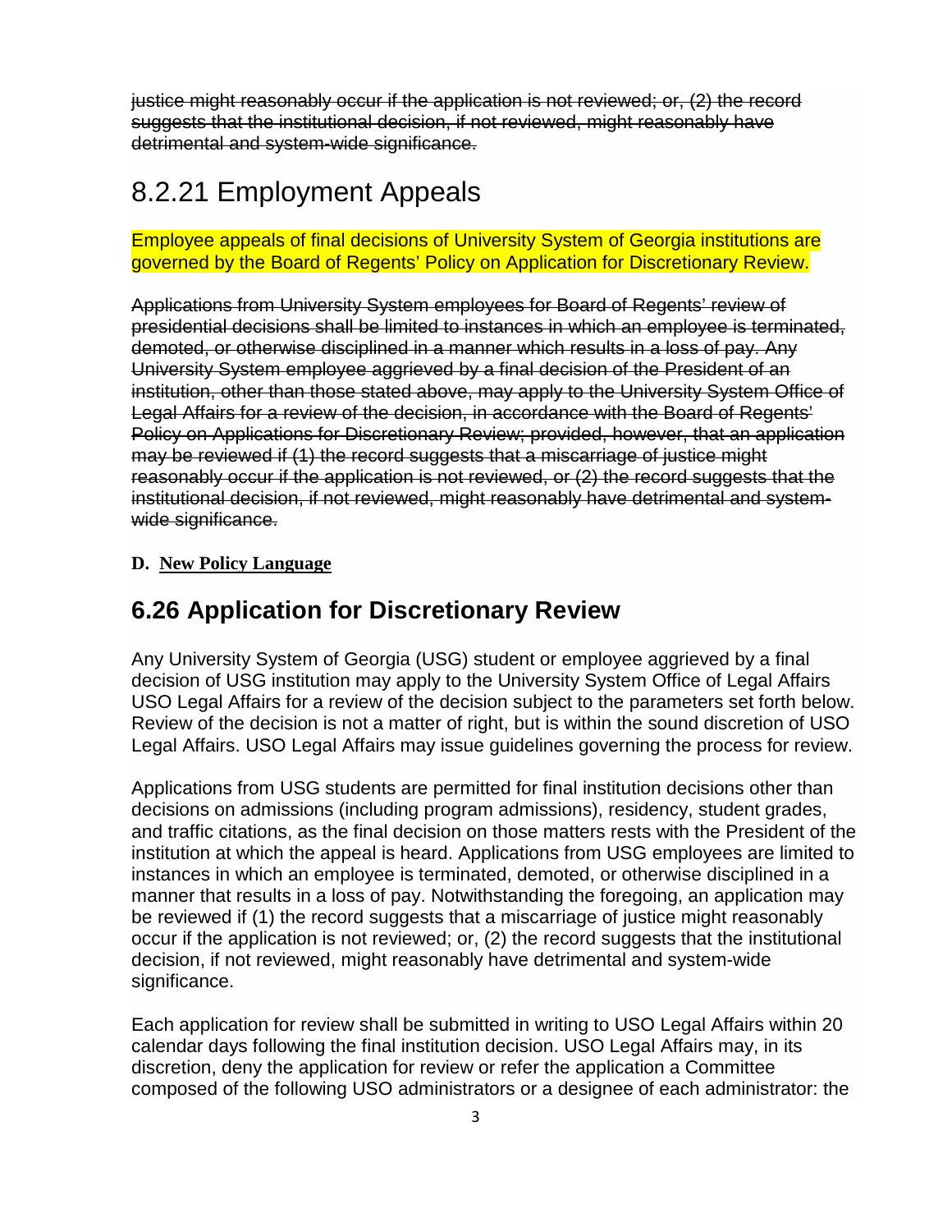~~justice might reasonably occur if the application is not reviewed; or, (2) the record suggests that the institutional decision, if not reviewed, might reasonably have detrimental and system-wide significance.~~

## 8.2.21 Employment Appeals

Employee appeals of final decisions of University System of Georgia institutions are governed by the Board of Regents' Policy on Application for Discretionary Review.

~~Applications from University System employees for Board of Regents' review of presidential decisions shall be limited to instances in which an employee is terminated, demoted, or otherwise disciplined in a manner which results in a loss of pay. Any University System employee aggrieved by a final decision of the President of an institution, other than those stated above, may apply to the University System Office of Legal Affairs for a review of the decision, in accordance with the Board of Regents' Policy on Applications for Discretionary Review; provided, however, that an application may be reviewed if (1) the record suggests that a miscarriage of justice might reasonably occur if the application is not reviewed, or (2) the record suggests that the institutional decision, if not reviewed, might reasonably have detrimental and system-wide significance.~~

**D. <u>New Policy Language</u>**

## 6.26 Application for Discretionary Review

Any University System of Georgia (USG) student or employee aggrieved by a final decision of USG institution may apply to the University System Office of Legal Affairs USO Legal Affairs for a review of the decision subject to the parameters set forth below. Review of the decision is not a matter of right, but is within the sound discretion of USO Legal Affairs. USO Legal Affairs may issue guidelines governing the process for review.

Applications from USG students are permitted for final institution decisions other than decisions on admissions (including program admissions), residency, student grades, and traffic citations, as the final decision on those matters rests with the President of the institution at which the appeal is heard. Applications from USG employees are limited to instances in which an employee is terminated, demoted, or otherwise disciplined in a manner that results in a loss of pay. Notwithstanding the foregoing, an application may be reviewed if (1) the record suggests that a miscarriage of justice might reasonably occur if the application is not reviewed; or, (2) the record suggests that the institutional decision, if not reviewed, might reasonably have detrimental and system-wide significance.

Each application for review shall be submitted in writing to USO Legal Affairs within 20 calendar days following the final institution decision. USO Legal Affairs may, in its discretion, deny the application for review or refer the application a Committee composed of the following USO administrators or a designee of each administrator: the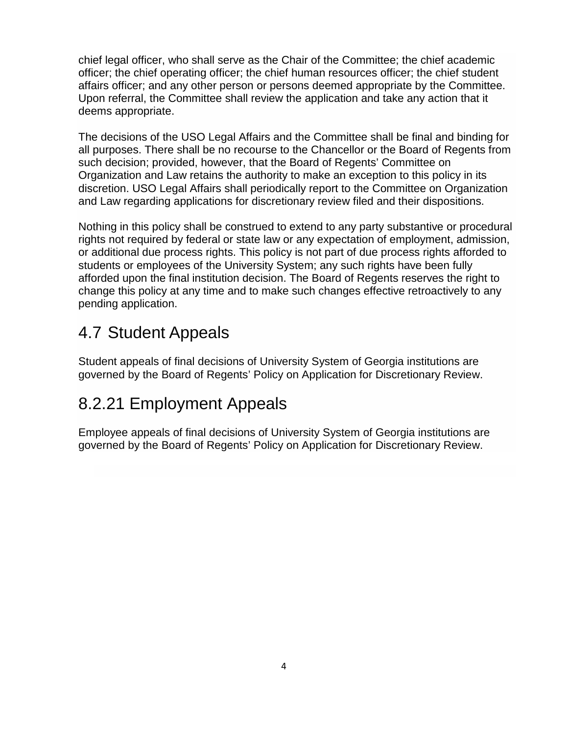chief legal officer, who shall serve as the Chair of the Committee; the chief academic officer; the chief operating officer; the chief human resources officer; the chief student affairs officer; and any other person or persons deemed appropriate by the Committee. Upon referral, the Committee shall review the application and take any action that it deems appropriate.

The decisions of the USO Legal Affairs and the Committee shall be final and binding for all purposes. There shall be no recourse to the Chancellor or the Board of Regents from such decision; provided, however, that the Board of Regents' Committee on Organization and Law retains the authority to make an exception to this policy in its discretion. USO Legal Affairs shall periodically report to the Committee on Organization and Law regarding applications for discretionary review filed and their dispositions.

Nothing in this policy shall be construed to extend to any party substantive or procedural rights not required by federal or state law or any expectation of employment, admission, or additional due process rights. This policy is not part of due process rights afforded to students or employees of the University System; any such rights have been fully afforded upon the final institution decision. The Board of Regents reserves the right to change this policy at any time and to make such changes effective retroactively to any pending application.

## 4.7 Student Appeals

Student appeals of final decisions of University System of Georgia institutions are governed by the Board of Regents' Policy on Application for Discretionary Review.

## 8.2.21 Employment Appeals

Employee appeals of final decisions of University System of Georgia institutions are governed by the Board of Regents' Policy on Application for Discretionary Review.